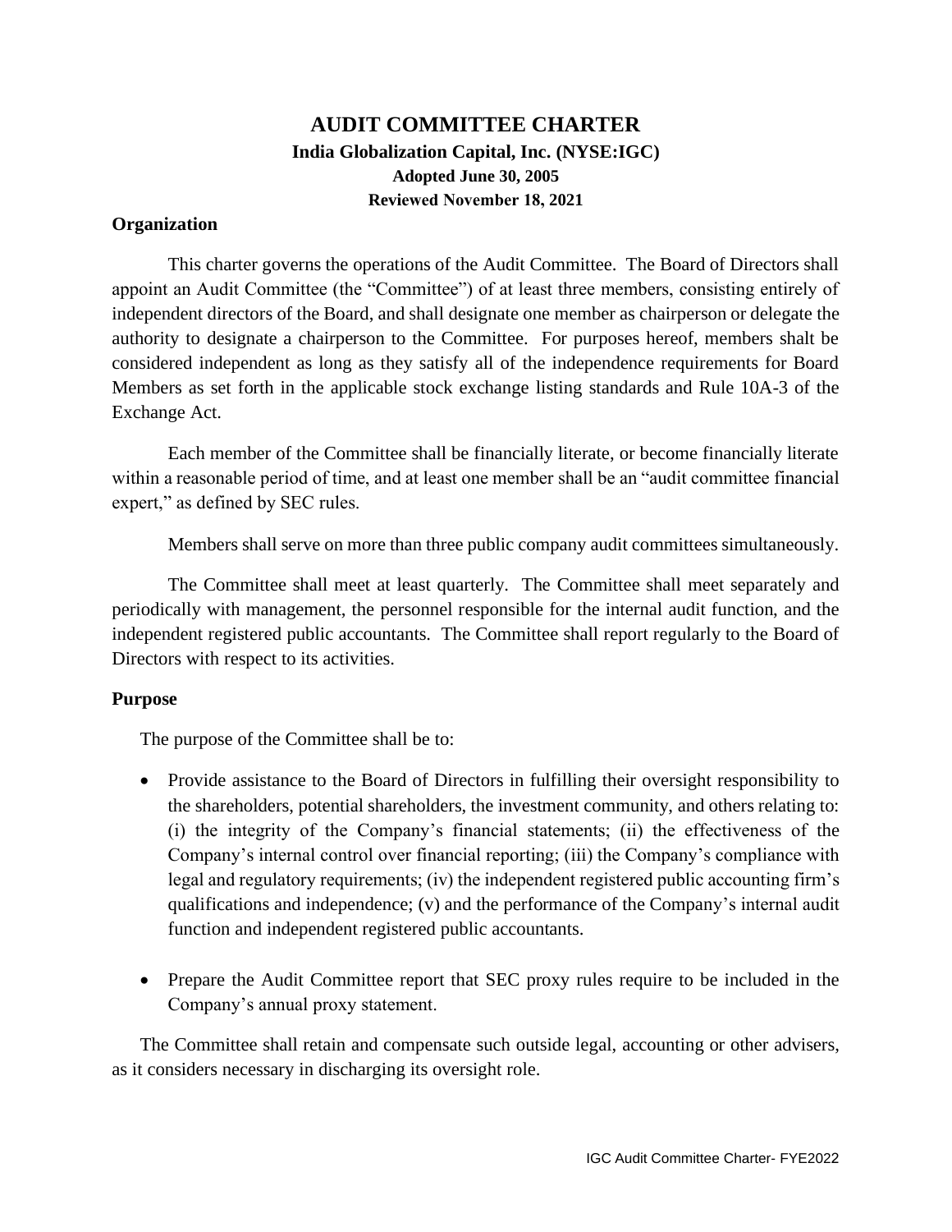# AUDIT COMMITTEE CHARTER

**India Globalization Capital, Inc. (NYSE:IGC)**

**Adopted June 30, 2005**

**Reviewed November 18, 2021**

## Organization

This charter governs the operations of the Audit Committee. The Board of Directors shall appoint an Audit Committee (the "Committee") of at least three members, consisting entirely of independent directors of the Board, and shall designate one member as chairperson or delegate the authority to designate a chairperson to the Committee. For purposes hereof, members shalt be considered independent as long as they satisfy all of the independence requirements for Board Members as set forth in the applicable stock exchange listing standards and Rule 10A-3 of the Exchange Act.

Each member of the Committee shall be financially literate, or become financially literate within a reasonable period of time, and at least one member shall be an "audit committee financial expert," as defined by SEC rules.

Members shall serve on more than three public company audit committees simultaneously.

The Committee shall meet at least quarterly. The Committee shall meet separately and periodically with management, the personnel responsible for the internal audit function, and the independent registered public accountants. The Committee shall report regularly to the Board of Directors with respect to its activities.

## Purpose

The purpose of the Committee shall be to:

- Provide assistance to the Board of Directors in fulfilling their oversight responsibility to the shareholders, potential shareholders, the investment community, and others relating to: (i) the integrity of the Company's financial statements; (ii) the effectiveness of the Company's internal control over financial reporting; (iii) the Company's compliance with legal and regulatory requirements; (iv) the independent registered public accounting firm's qualifications and independence; (v) and the performance of the Company's internal audit function and independent registered public accountants.

- Prepare the Audit Committee report that SEC proxy rules require to be included in the Company's annual proxy statement.

The Committee shall retain and compensate such outside legal, accounting or other advisers, as it considers necessary in discharging its oversight role.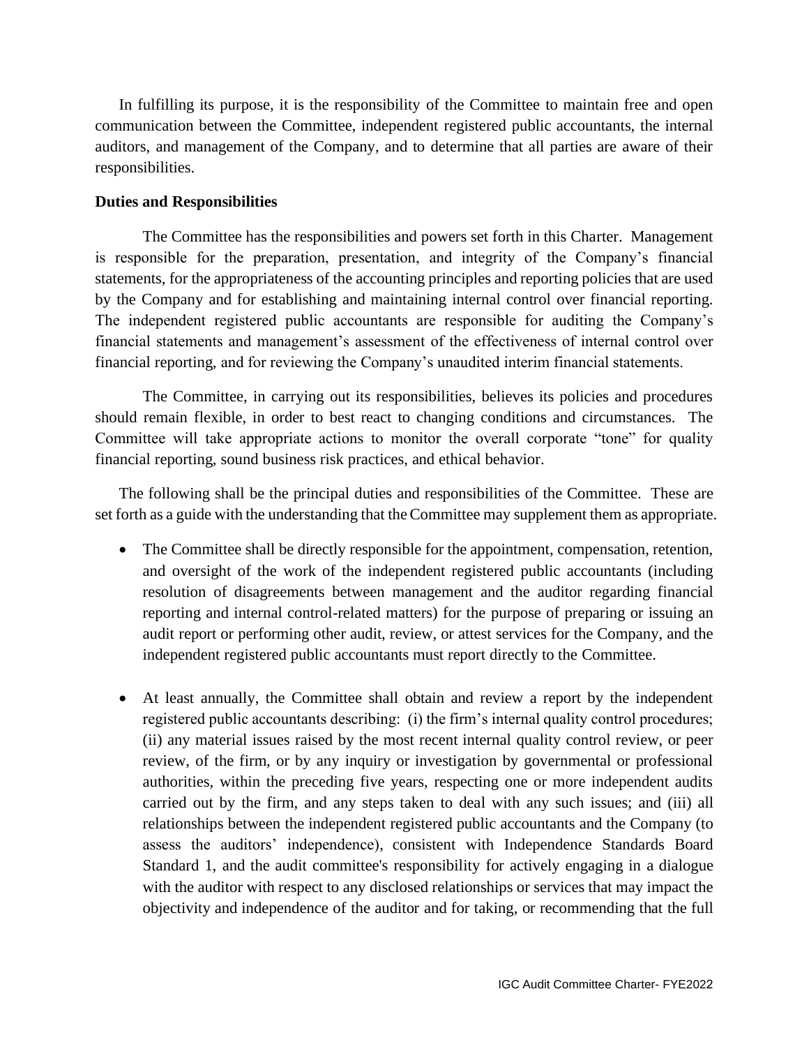In fulfilling its purpose, it is the responsibility of the Committee to maintain free and open communication between the Committee, independent registered public accountants, the internal auditors, and management of the Company, and to determine that all parties are aware of their responsibilities.

**Duties and Responsibilities**

The Committee has the responsibilities and powers set forth in this Charter. Management is responsible for the preparation, presentation, and integrity of the Company's financial statements, for the appropriateness of the accounting principles and reporting policies that are used by the Company and for establishing and maintaining internal control over financial reporting. The independent registered public accountants are responsible for auditing the Company's financial statements and management's assessment of the effectiveness of internal control over financial reporting, and for reviewing the Company's unaudited interim financial statements.

The Committee, in carrying out its responsibilities, believes its policies and procedures should remain flexible, in order to best react to changing conditions and circumstances. The Committee will take appropriate actions to monitor the overall corporate "tone" for quality financial reporting, sound business risk practices, and ethical behavior.

The following shall be the principal duties and responsibilities of the Committee. These are set forth as a guide with the understanding that the Committee may supplement them as appropriate.

- The Committee shall be directly responsible for the appointment, compensation, retention, and oversight of the work of the independent registered public accountants (including resolution of disagreements between management and the auditor regarding financial reporting and internal control-related matters) for the purpose of preparing or issuing an audit report or performing other audit, review, or attest services for the Company, and the independent registered public accountants must report directly to the Committee.

- At least annually, the Committee shall obtain and review a report by the independent registered public accountants describing: (i) the firm's internal quality control procedures; (ii) any material issues raised by the most recent internal quality control review, or peer review, of the firm, or by any inquiry or investigation by governmental or professional authorities, within the preceding five years, respecting one or more independent audits carried out by the firm, and any steps taken to deal with any such issues; and (iii) all relationships between the independent registered public accountants and the Company (to assess the auditors' independence), consistent with Independence Standards Board Standard 1, and the audit committee's responsibility for actively engaging in a dialogue with the auditor with respect to any disclosed relationships or services that may impact the objectivity and independence of the auditor and for taking, or recommending that the full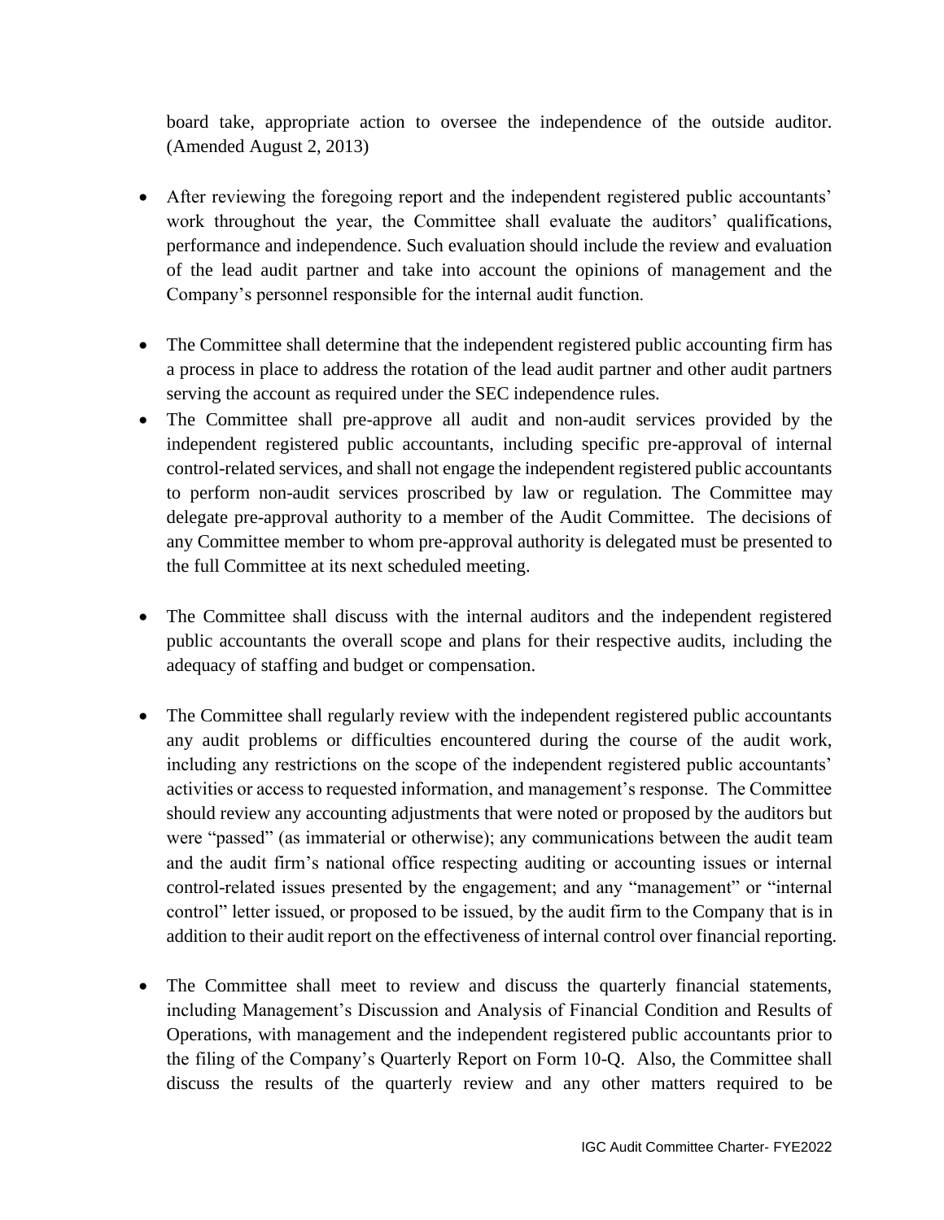board take, appropriate action to oversee the independence of the outside auditor. (Amended August 2, 2013)

- After reviewing the foregoing report and the independent registered public accountants' work throughout the year, the Committee shall evaluate the auditors' qualifications, performance and independence. Such evaluation should include the review and evaluation of the lead audit partner and take into account the opinions of management and the Company's personnel responsible for the internal audit function.

- The Committee shall determine that the independent registered public accounting firm has a process in place to address the rotation of the lead audit partner and other audit partners serving the account as required under the SEC independence rules.
- The Committee shall pre-approve all audit and non-audit services provided by the independent registered public accountants, including specific pre-approval of internal control-related services, and shall not engage the independent registered public accountants to perform non-audit services proscribed by law or regulation. The Committee may delegate pre-approval authority to a member of the Audit Committee. The decisions of any Committee member to whom pre-approval authority is delegated must be presented to the full Committee at its next scheduled meeting.

- The Committee shall discuss with the internal auditors and the independent registered public accountants the overall scope and plans for their respective audits, including the adequacy of staffing and budget or compensation.

- The Committee shall regularly review with the independent registered public accountants any audit problems or difficulties encountered during the course of the audit work, including any restrictions on the scope of the independent registered public accountants' activities or access to requested information, and management's response. The Committee should review any accounting adjustments that were noted or proposed by the auditors but were "passed" (as immaterial or otherwise); any communications between the audit team and the audit firm's national office respecting auditing or accounting issues or internal control-related issues presented by the engagement; and any "management" or "internal control" letter issued, or proposed to be issued, by the audit firm to the Company that is in addition to their audit report on the effectiveness of internal control over financial reporting.

- The Committee shall meet to review and discuss the quarterly financial statements, including Management's Discussion and Analysis of Financial Condition and Results of Operations, with management and the independent registered public accountants prior to the filing of the Company's Quarterly Report on Form 10-Q. Also, the Committee shall discuss the results of the quarterly review and any other matters required to be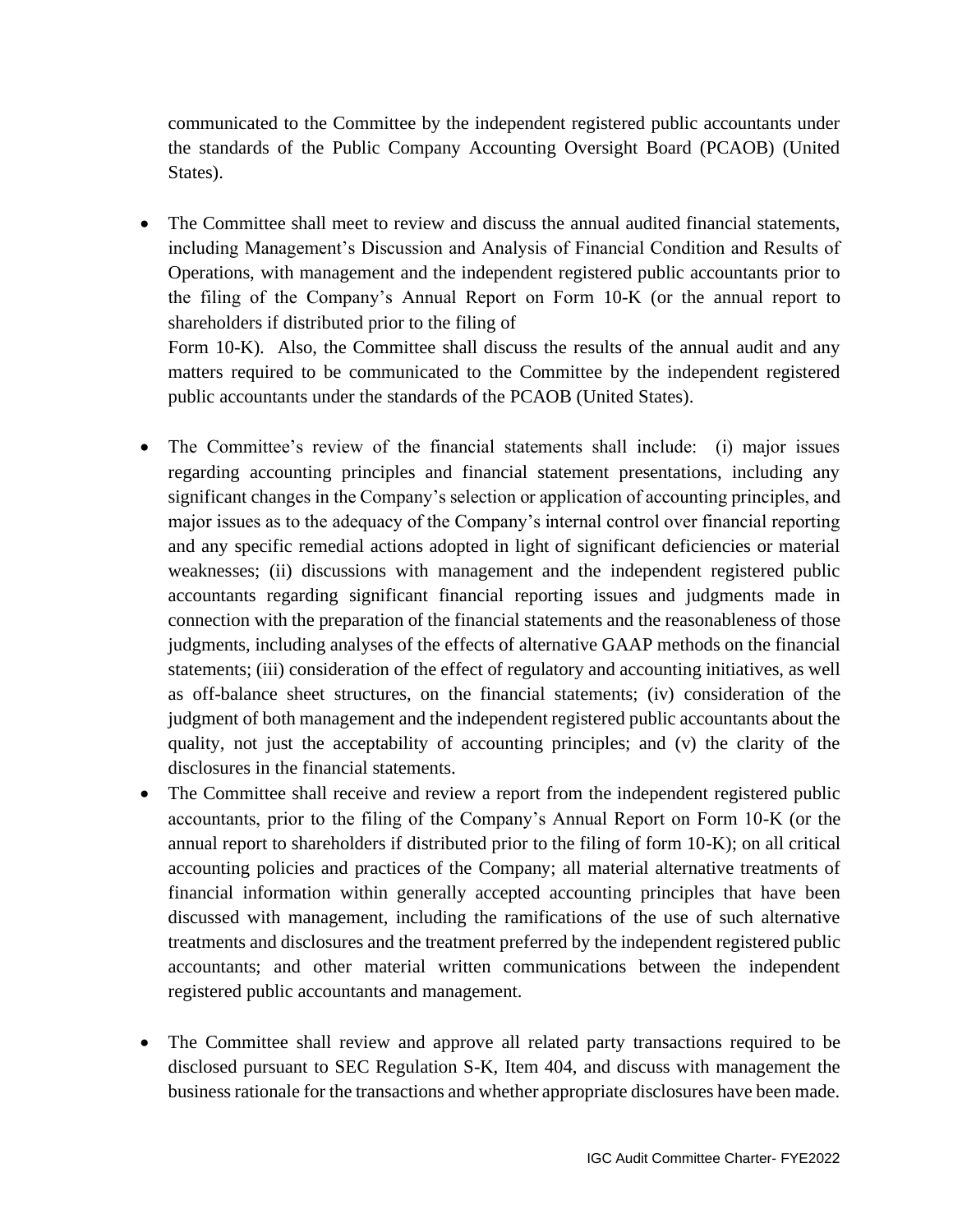communicated to the Committee by the independent registered public accountants under the standards of the Public Company Accounting Oversight Board (PCAOB) (United States).

- The Committee shall meet to review and discuss the annual audited financial statements, including Management's Discussion and Analysis of Financial Condition and Results of Operations, with management and the independent registered public accountants prior to the filing of the Company's Annual Report on Form 10-K (or the annual report to shareholders if distributed prior to the filing of Form 10-K). Also, the Committee shall discuss the results of the annual audit and any matters required to be communicated to the Committee by the independent registered public accountants under the standards of the PCAOB (United States).

- The Committee's review of the financial statements shall include: (i) major issues regarding accounting principles and financial statement presentations, including any significant changes in the Company's selection or application of accounting principles, and major issues as to the adequacy of the Company's internal control over financial reporting and any specific remedial actions adopted in light of significant deficiencies or material weaknesses; (ii) discussions with management and the independent registered public accountants regarding significant financial reporting issues and judgments made in connection with the preparation of the financial statements and the reasonableness of those judgments, including analyses of the effects of alternative GAAP methods on the financial statements; (iii) consideration of the effect of regulatory and accounting initiatives, as well as off-balance sheet structures, on the financial statements; (iv) consideration of the judgment of both management and the independent registered public accountants about the quality, not just the acceptability of accounting principles; and (v) the clarity of the disclosures in the financial statements.
- The Committee shall receive and review a report from the independent registered public accountants, prior to the filing of the Company's Annual Report on Form 10-K (or the annual report to shareholders if distributed prior to the filing of form 10-K); on all critical accounting policies and practices of the Company; all material alternative treatments of financial information within generally accepted accounting principles that have been discussed with management, including the ramifications of the use of such alternative treatments and disclosures and the treatment preferred by the independent registered public accountants; and other material written communications between the independent registered public accountants and management.

- The Committee shall review and approve all related party transactions required to be disclosed pursuant to SEC Regulation S-K, Item 404, and discuss with management the business rationale for the transactions and whether appropriate disclosures have been made.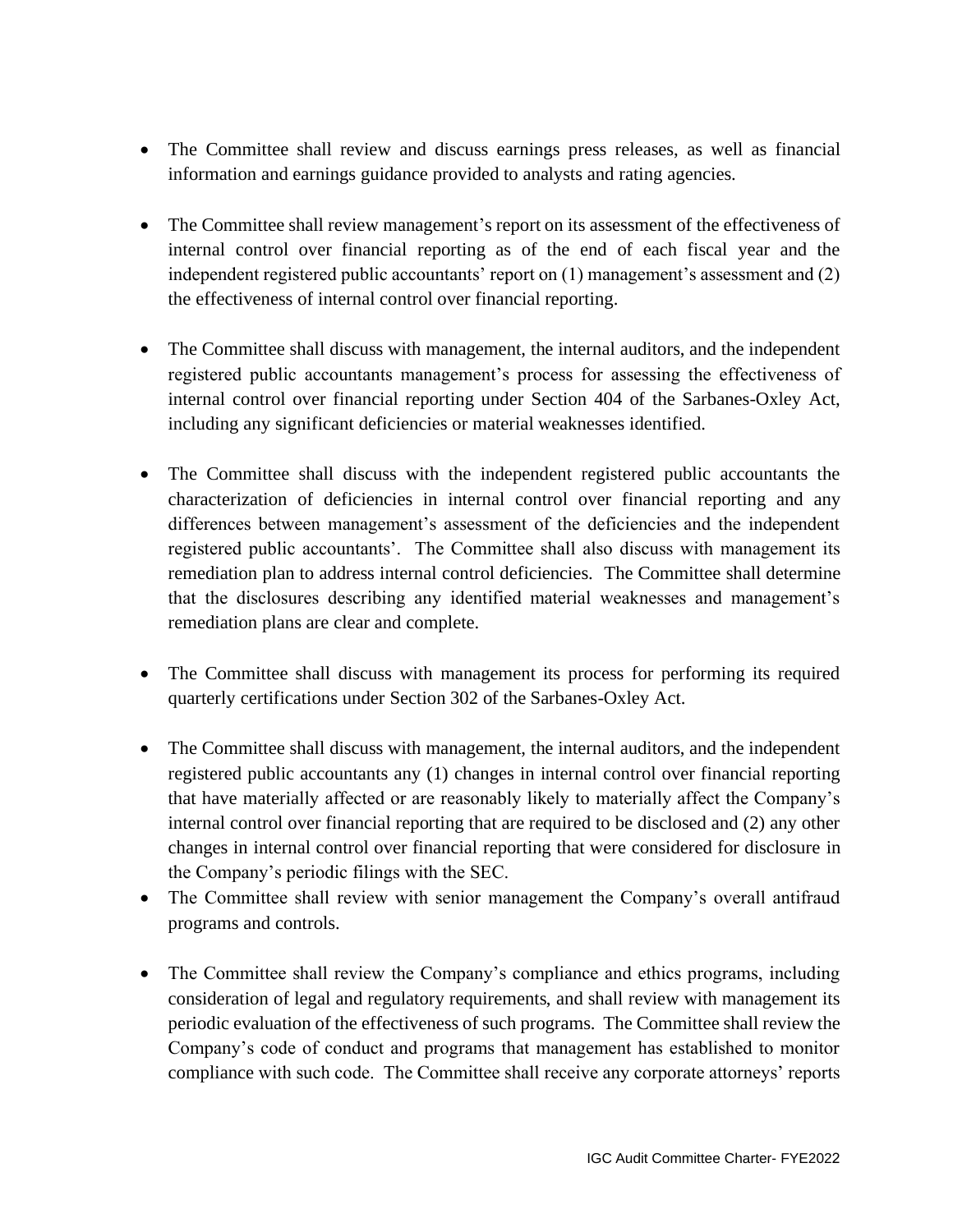- The Committee shall review and discuss earnings press releases, as well as financial information and earnings guidance provided to analysts and rating agencies.

- The Committee shall review management's report on its assessment of the effectiveness of internal control over financial reporting as of the end of each fiscal year and the independent registered public accountants' report on (1) management's assessment and (2) the effectiveness of internal control over financial reporting.

- The Committee shall discuss with management, the internal auditors, and the independent registered public accountants management's process for assessing the effectiveness of internal control over financial reporting under Section 404 of the Sarbanes-Oxley Act, including any significant deficiencies or material weaknesses identified.

- The Committee shall discuss with the independent registered public accountants the characterization of deficiencies in internal control over financial reporting and any differences between management's assessment of the deficiencies and the independent registered public accountants'. The Committee shall also discuss with management its remediation plan to address internal control deficiencies. The Committee shall determine that the disclosures describing any identified material weaknesses and management's remediation plans are clear and complete.

- The Committee shall discuss with management its process for performing its required quarterly certifications under Section 302 of the Sarbanes-Oxley Act.

- The Committee shall discuss with management, the internal auditors, and the independent registered public accountants any (1) changes in internal control over financial reporting that have materially affected or are reasonably likely to materially affect the Company's internal control over financial reporting that are required to be disclosed and (2) any other changes in internal control over financial reporting that were considered for disclosure in the Company's periodic filings with the SEC.
- The Committee shall review with senior management the Company's overall antifraud programs and controls.

- The Committee shall review the Company's compliance and ethics programs, including consideration of legal and regulatory requirements, and shall review with management its periodic evaluation of the effectiveness of such programs. The Committee shall review the Company's code of conduct and programs that management has established to monitor compliance with such code. The Committee shall receive any corporate attorneys' reports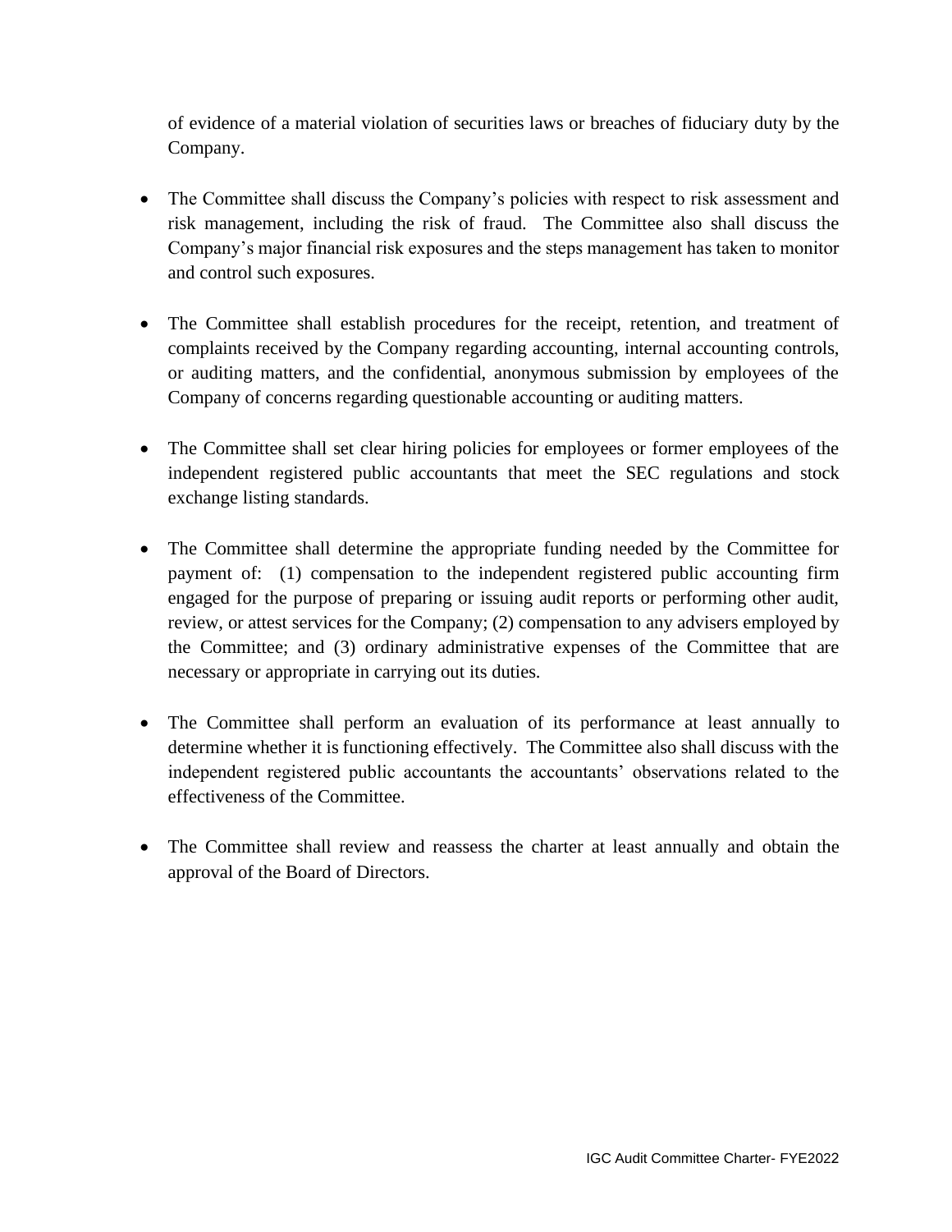of evidence of a material violation of securities laws or breaches of fiduciary duty by the Company.

- The Committee shall discuss the Company's policies with respect to risk assessment and risk management, including the risk of fraud. The Committee also shall discuss the Company's major financial risk exposures and the steps management has taken to monitor and control such exposures.

- The Committee shall establish procedures for the receipt, retention, and treatment of complaints received by the Company regarding accounting, internal accounting controls, or auditing matters, and the confidential, anonymous submission by employees of the Company of concerns regarding questionable accounting or auditing matters.

- The Committee shall set clear hiring policies for employees or former employees of the independent registered public accountants that meet the SEC regulations and stock exchange listing standards.

- The Committee shall determine the appropriate funding needed by the Committee for payment of: (1) compensation to the independent registered public accounting firm engaged for the purpose of preparing or issuing audit reports or performing other audit, review, or attest services for the Company; (2) compensation to any advisers employed by the Committee; and (3) ordinary administrative expenses of the Committee that are necessary or appropriate in carrying out its duties.

- The Committee shall perform an evaluation of its performance at least annually to determine whether it is functioning effectively. The Committee also shall discuss with the independent registered public accountants the accountants' observations related to the effectiveness of the Committee.

- The Committee shall review and reassess the charter at least annually and obtain the approval of the Board of Directors.